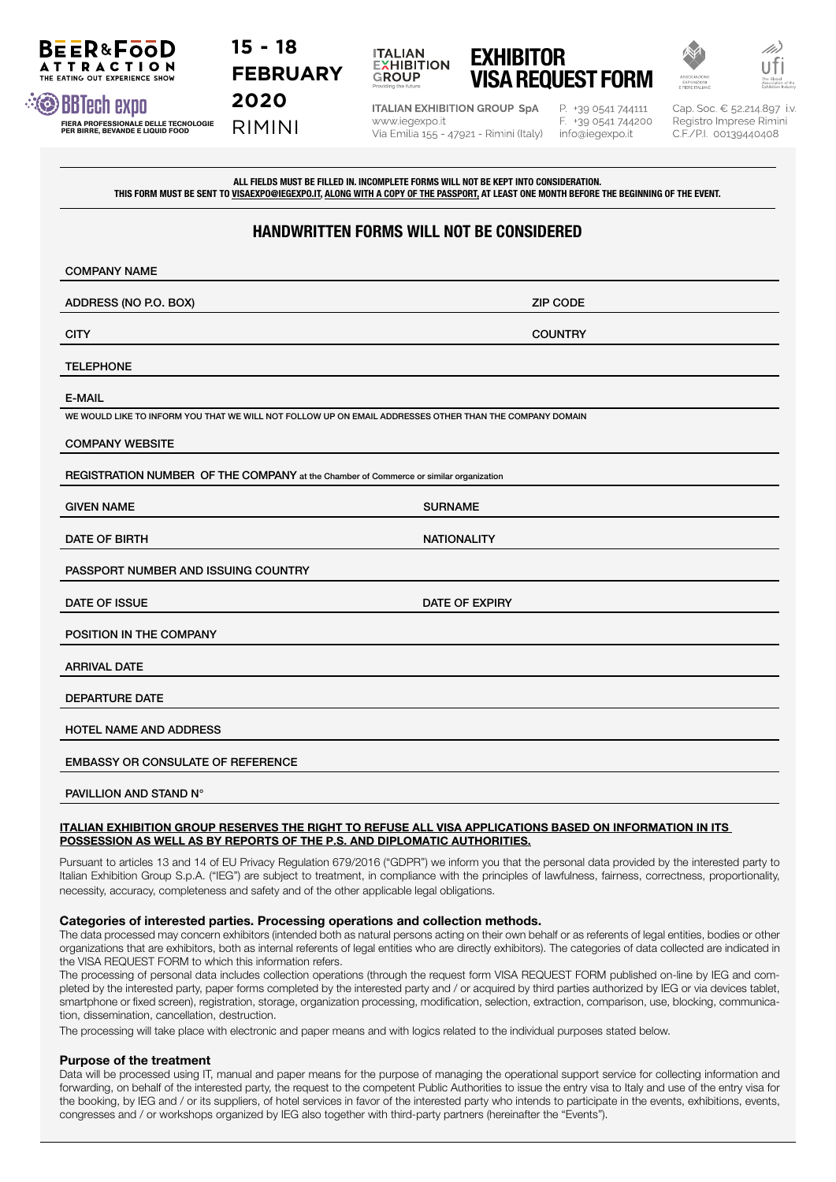BEER&FOOD ATTRACTION
THE EATING OUT EXPERIENCE SHOW

BBTech expo
FIERA PROFESSIONALE DELLE TECNOLOGIE PER BIRRE, BEVANDE E LIQUID FOOD

15 - 18 FEBRUARY 2020
RIMINI

ITALIAN EXHIBITION GROUP
Providing the future

# EXHIBITOR VISA REQUEST FORM

**ITALIAN EXHIBITION GROUP SpA**
www.iegexpo.it
Via Emilia 155 - 47921 - Rimini (Italy)

P. +39 0541 744111
F. +39 0541 744200
info@iegexpo.it

Cap. Soc. € 52.214.897 i.v.
Registro Imprese Rimini
C.F./P.I. 00139440408

**ALL FIELDS MUST BE FILLED IN. INCOMPLETE FORMS WILL NOT BE KEPT INTO CONSIDERATION.**
**THIS FORM MUST BE SENT TO VISAEXPO@IEGEXPO.IT, ALONG WITH A COPY OF THE PASSPORT, AT LEAST ONE MONTH BEFORE THE BEGINNING OF THE EVENT.**

## HANDWRITTEN FORMS WILL NOT BE CONSIDERED

COMPANY NAME

ADDRESS (NO P.O. BOX) ZIP CODE

CITY COUNTRY

TELEPHONE

E-MAIL

WE WOULD LIKE TO INFORM YOU THAT WE WILL NOT FOLLOW UP ON EMAIL ADDRESSES OTHER THAN THE COMPANY DOMAIN

COMPANY WEBSITE

REGISTRATION NUMBER OF THE COMPANY at the Chamber of Commerce or similar organization

GIVEN NAME SURNAME

DATE OF BIRTH NATIONALITY

PASSPORT NUMBER AND ISSUING COUNTRY

DATE OF ISSUE DATE OF EXPIRY

POSITION IN THE COMPANY

ARRIVAL DATE

DEPARTURE DATE

HOTEL NAME AND ADDRESS

EMBASSY OR CONSULATE OF REFERENCE

PAVILLION AND STAND N°

**ITALIAN EXHIBITION GROUP RESERVES THE RIGHT TO REFUSE ALL VISA APPLICATIONS BASED ON INFORMATION IN ITS POSSESSION AS WELL AS BY REPORTS OF THE P.S. AND DIPLOMATIC AUTHORITIES.**

Pursuant to articles 13 and 14 of EU Privacy Regulation 679/2016 ("GDPR") we inform you that the personal data provided by the interested party to Italian Exhibition Group S.p.A. ("IEG") are subject to treatment, in compliance with the principles of lawfulness, fairness, correctness, proportionality, necessity, accuracy, completeness and safety and of the other applicable legal obligations.

### Categories of interested parties. Processing operations and collection methods.

The data processed may concern exhibitors (intended both as natural persons acting on their own behalf or as referents of legal entities, bodies or other organizations that are exhibitors, both as internal referents of legal entities who are directly exhibitors). The categories of data collected are indicated in the VISA REQUEST FORM to which this information refers.

The processing of personal data includes collection operations (through the request form VISA REQUEST FORM published on-line by IEG and completed by the interested party, paper forms completed by the interested party and / or acquired by third parties authorized by IEG or via devices tablet, smartphone or fixed screen), registration, storage, organization processing, modification, selection, extraction, comparison, use, blocking, communication, dissemination, cancellation, destruction.

The processing will take place with electronic and paper means and with logics related to the individual purposes stated below.

### Purpose of the treatment

Data will be processed using IT, manual and paper means for the purpose of managing the operational support service for collecting information and forwarding, on behalf of the interested party, the request to the competent Public Authorities to issue the entry visa to Italy and use of the entry visa for the booking, by IEG and / or its suppliers, of hotel services in favor of the interested party who intends to participate in the events, exhibitions, events, congresses and / or workshops organized by IEG also together with third-party partners (hereinafter the "Events").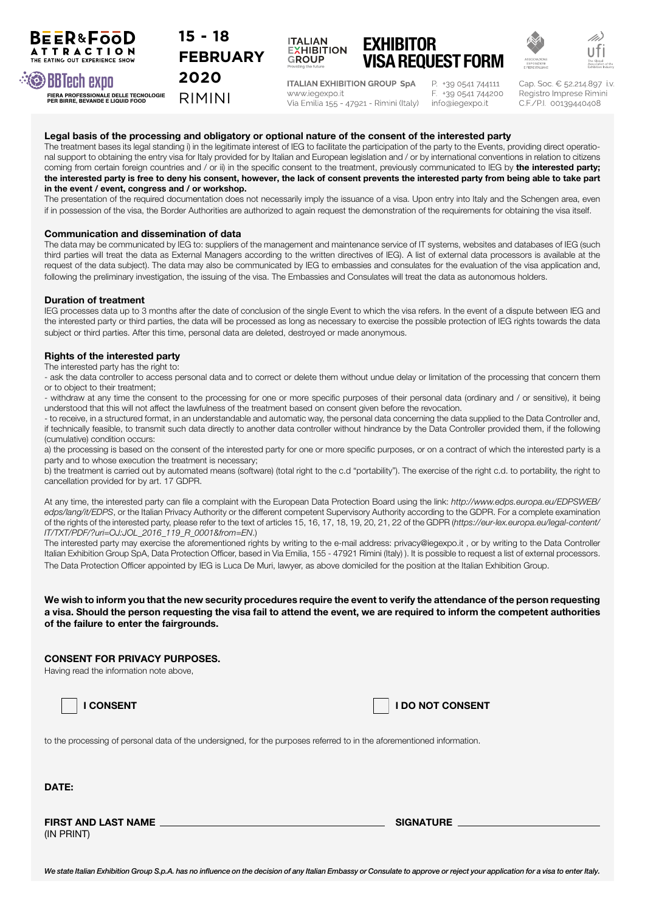**Legal basis of the processing and obligatory or optional nature of the consent of the interested party**

The treatment bases its legal standing i) in the legitimate interest of IEG to facilitate the participation of the party to the Events, providing direct operational support to obtaining the entry visa for Italy provided for by Italian and European legislation and / or by international conventions in relation to citizens coming from certain foreign countries and / or ii) in the specific consent to the treatment, previously communicated to IEG by **the interested party; the interested party is free to deny his consent, however, the lack of consent prevents the interested party from being able to take part in the event / event, congress and / or workshop.**

The presentation of the required documentation does not necessarily imply the issuance of a visa. Upon entry into Italy and the Schengen area, even if in possession of the visa, the Border Authorities are authorized to again request the demonstration of the requirements for obtaining the visa itself.

**Communication and dissemination of data**

The data may be communicated by IEG to: suppliers of the management and maintenance service of IT systems, websites and databases of IEG (such third parties will treat the data as External Managers according to the written directives of IEG). A list of external data processors is available at the request of the data subject). The data may also be communicated by IEG to embassies and consulates for the evaluation of the visa application and, following the preliminary investigation, the issuing of the visa. The Embassies and Consulates will treat the data as autonomous holders.

**Duration of treatment**

IEG processes data up to 3 months after the date of conclusion of the single Event to which the visa refers. In the event of a dispute between IEG and the interested party or third parties, the data will be processed as long as necessary to exercise the possible protection of IEG rights towards the data subject or third parties. After this time, personal data are deleted, destroyed or made anonymous.

**Rights of the interested party**

The interested party has the right to:

- ask the data controller to access personal data and to correct or delete them without undue delay or limitation of the processing that concern them or to object to their treatment;
- withdraw at any time the consent to the processing for one or more specific purposes of their personal data (ordinary and / or sensitive), it being understood that this will not affect the lawfulness of the treatment based on consent given before the revocation.
- to receive, in a structured format, in an understandable and automatic way, the personal data concerning the data supplied to the Data Controller and, if technically feasible, to transmit such data directly to another data controller without hindrance by the Data Controller provided them, if the following (cumulative) condition occurs:

a) the processing is based on the consent of the interested party for one or more specific purposes, or on a contract of which the interested party is a party and to whose execution the treatment is necessary;

b) the treatment is carried out by automated means (software) (total right to the c.d "portability"). The exercise of the right c.d. to portability, the right to cancellation provided for by art. 17 GDPR.

At any time, the interested party can file a complaint with the European Data Protection Board using the link: *http://www.edps.europa.eu/EDPSWEB/edps/lang/it/EDPS*, or the Italian Privacy Authority or the different competent Supervisory Authority according to the GDPR. For a complete examination of the rights of the interested party, please refer to the text of articles 15, 16, 17, 18, 19, 20, 21, 22 of the GDPR (*https://eur-lex.europa.eu/legal-content/IT/TXT/PDF/?uri=OJ:JOL_2016_119_R_0001&from=EN*.)

The interested party may exercise the aforementioned rights by writing to the e-mail address: privacy@iegexpo.it , or by writing to the Data Controller Italian Exhibition Group SpA, Data Protection Officer, based in Via Emilia, 155 - 47921 Rimini (Italy) ). It is possible to request a list of external processors. The Data Protection Officer appointed by IEG is Luca De Muri, lawyer, as above domiciled for the position at the Italian Exhibition Group.

**We wish to inform you that the new security procedures require the event to verify the attendance of the person requesting a visa. Should the person requesting the visa fail to attend the event, we are required to inform the competent authorities of the failure to enter the fairgrounds.**

**CONSENT FOR PRIVACY PURPOSES.**

Having read the information note above,

☐ **I CONSENT** ☐ **I DO NOT CONSENT**

to the processing of personal data of the undersigned, for the purposes referred to in the aforementioned information.

**DATE:**

**FIRST AND LAST NAME** ______________________ **SIGNATURE** ______________________

(IN PRINT)

*We state Italian Exhibition Group S.p.A. has no influence on the decision of any Italian Embassy or Consulate to approve or reject your application for a visa to enter Italy.*